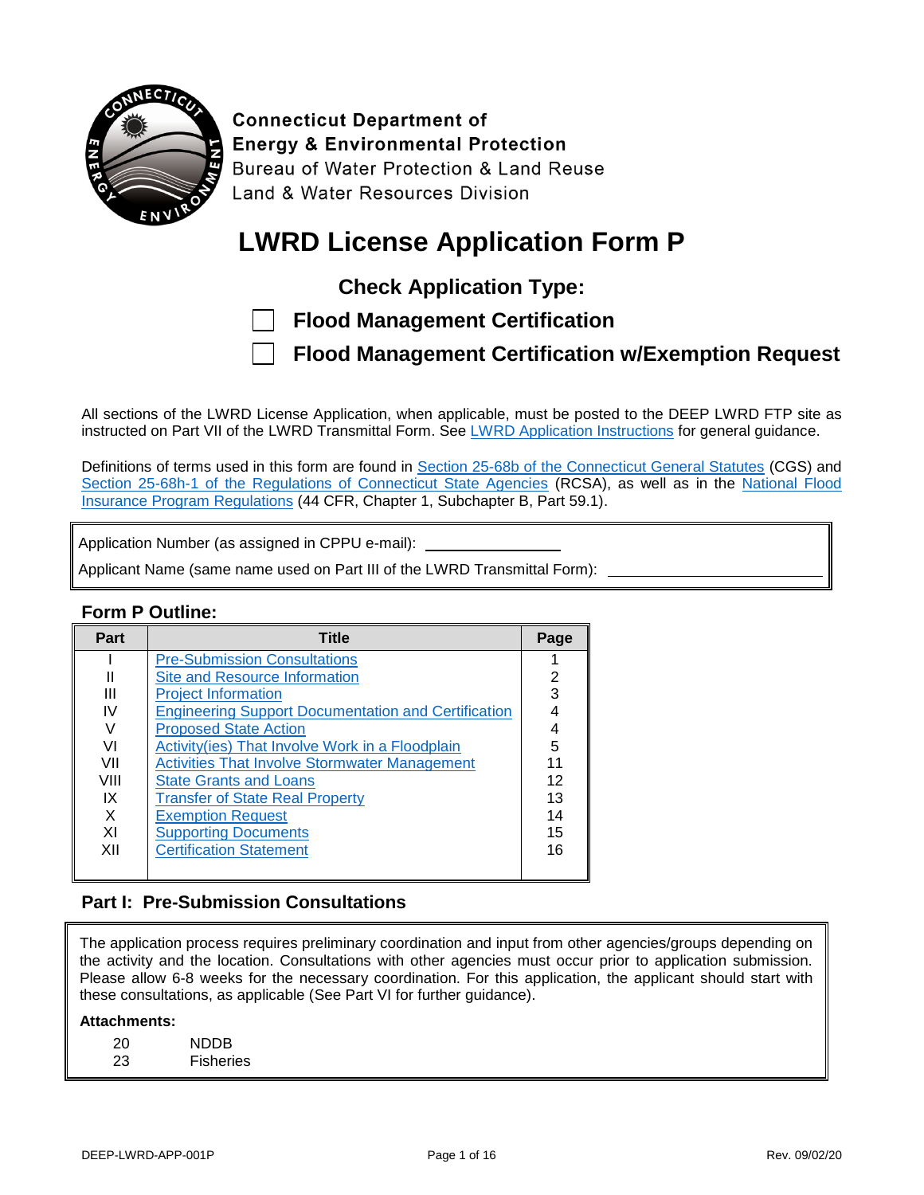**Connecticut Department of Energy & Environmental Protection**
Bureau of Water Protection & Land Reuse
Land & Water Resources Division

# LWRD License Application Form P

## Check Application Type:

☐ **Flood Management Certification**

☐ **Flood Management Certification w/Exemption Request**

All sections of the LWRD License Application, when applicable, must be posted to the DEEP LWRD FTP site as instructed on Part VII of the LWRD Transmittal Form. See LWRD Application Instructions for general guidance.

Definitions of terms used in this form are found in Section 25-68b of the Connecticut General Statutes (CGS) and Section 25-68h-1 of the Regulations of Connecticut State Agencies (RCSA), as well as in the National Flood Insurance Program Regulations (44 CFR, Chapter 1, Subchapter B, Part 59.1).

Application Number (as assigned in CPPU e-mail): ________________

Applicant Name (same name used on Part III of the LWRD Transmittal Form): ________________________

### Form P Outline:

| Part | Title | Page |
|---|---|---|
| I | Pre-Submission Consultations | 1 |
| II | Site and Resource Information | 2 |
| III | Project Information | 3 |
| IV | Engineering Support Documentation and Certification | 4 |
| V | Proposed State Action | 4 |
| VI | Activity(ies) That Involve Work in a Floodplain | 5 |
| VII | Activities That Involve Stormwater Management | 11 |
| VIII | State Grants and Loans | 12 |
| IX | Transfer of State Real Property | 13 |
| X | Exemption Request | 14 |
| XI | Supporting Documents | 15 |
| XII | Certification Statement | 16 |

## Part I: Pre-Submission Consultations

The application process requires preliminary coordination and input from other agencies/groups depending on the activity and the location. Consultations with other agencies must occur prior to application submission. Please allow 6-8 weeks for the necessary coordination. For this application, the applicant should start with these consultations, as applicable (See Part VI for further guidance).

**Attachments:**

| | |
|---|---|
| 20 | NDDB |
| 23 | Fisheries |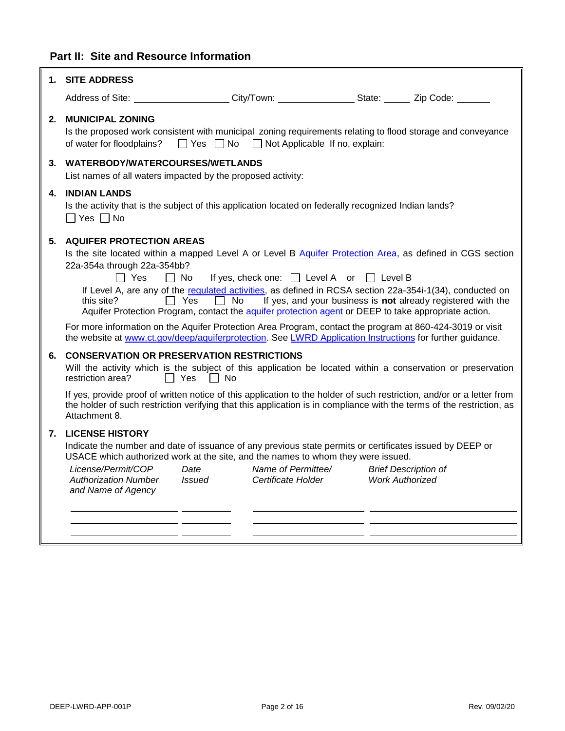## Part II: Site and Resource Information

**1. SITE ADDRESS**

Address of Site: ____________________ City/Town: ________________ State: _____ Zip Code: _______

**2. MUNICIPAL ZONING**

Is the proposed work consistent with municipal zoning requirements relating to flood storage and conveyance of water for floodplains? ☐ Yes ☐ No ☐ Not Applicable If no, explain:

**3. WATERBODY/WATERCOURSES/WETLANDS**

List names of all waters impacted by the proposed activity:

**4. INDIAN LANDS**

Is the activity that is the subject of this application located on federally recognized Indian lands?

☐ Yes ☐ No

**5. AQUIFER PROTECTION AREAS**

Is the site located within a mapped Level A or Level B Aquifer Protection Area, as defined in CGS section 22a-354a through 22a-354bb?

☐ Yes ☐ No If yes, check one: ☐ Level A or ☐ Level B

If Level A, are any of the regulated activities, as defined in RCSA section 22a-354i-1(34), conducted on this site? ☐ Yes ☐ No If yes, and your business is **not** already registered with the Aquifer Protection Program, contact the aquifer protection agent or DEEP to take appropriate action.

For more information on the Aquifer Protection Area Program, contact the program at 860-424-3019 or visit the website at www.ct.gov/deep/aquiferprotection. See LWRD Application Instructions for further guidance.

**6. CONSERVATION OR PRESERVATION RESTRICTIONS**

Will the activity which is the subject of this application be located within a conservation or preservation restriction area? ☐ Yes ☐ No

If yes, provide proof of written notice of this application to the holder of such restriction, and/or or a letter from the holder of such restriction verifying that this application is in compliance with the terms of the restriction, as Attachment 8.

**7. LICENSE HISTORY**

Indicate the number and date of issuance of any previous state permits or certificates issued by DEEP or USACE which authorized work at the site, and the names to whom they were issued.

| *License/Permit/COP Authorization Number and Name of Agency* | *Date Issued* | *Name of Permittee/ Certificate Holder* | *Brief Description of Work Authorized* |
|---|---|---|---|
| | | | |
| | | | |
| | | | |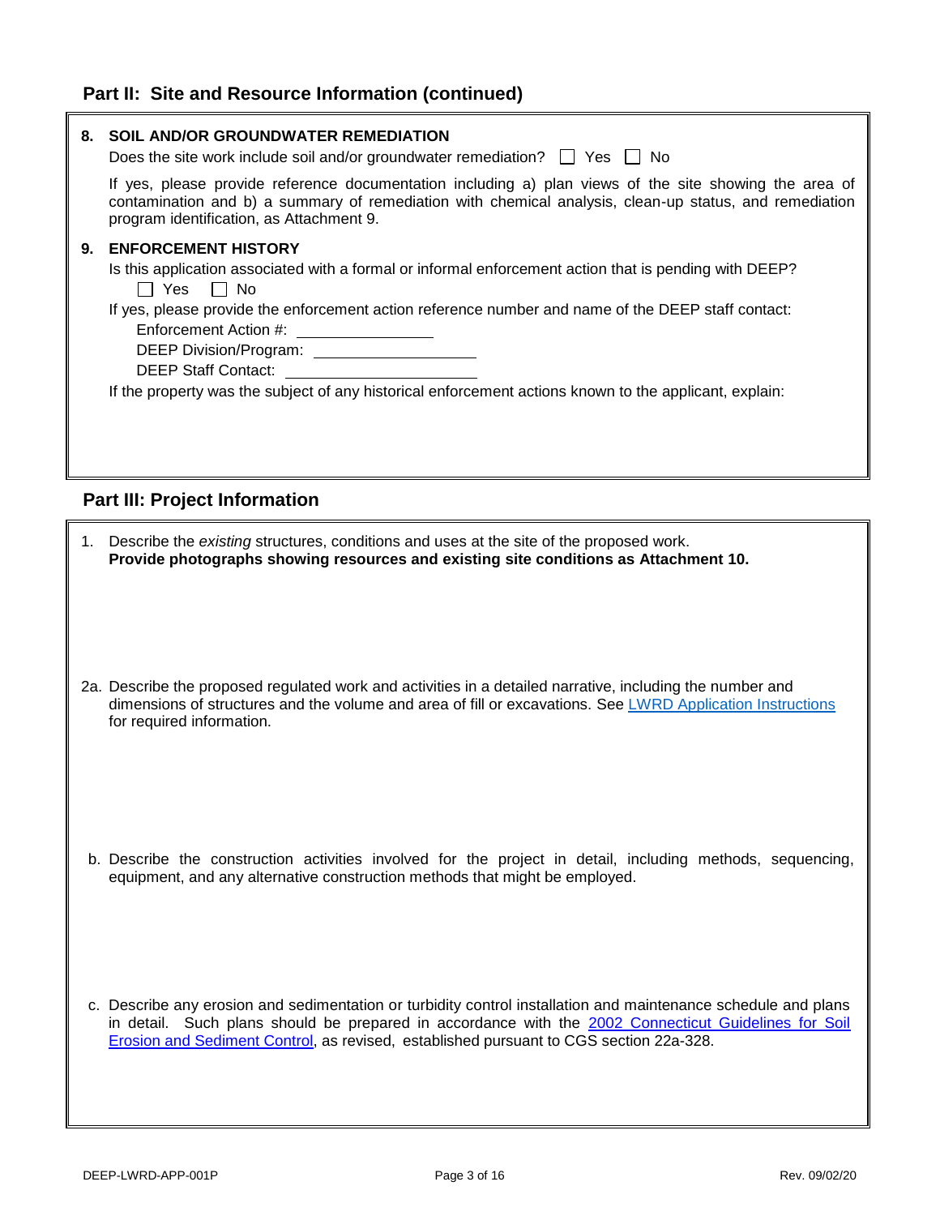## Part II: Site and Resource Information (continued)

**8. SOIL AND/OR GROUNDWATER REMEDIATION**

Does the site work include soil and/or groundwater remediation? ☐ Yes ☐ No

If yes, please provide reference documentation including a) plan views of the site showing the area of contamination and b) a summary of remediation with chemical analysis, clean-up status, and remediation program identification, as Attachment 9.

**9. ENFORCEMENT HISTORY**

Is this application associated with a formal or informal enforcement action that is pending with DEEP?

☐ Yes ☐ No

If yes, please provide the enforcement action reference number and name of the DEEP staff contact:

Enforcement Action #: ________________

DEEP Division/Program: ____________________

DEEP Staff Contact: ______________________

If the property was the subject of any historical enforcement actions known to the applicant, explain:

## Part III: Project Information

1. Describe the *existing* structures, conditions and uses at the site of the proposed work.
**Provide photographs showing resources and existing site conditions as Attachment 10.**

2a. Describe the proposed regulated work and activities in a detailed narrative, including the number and dimensions of structures and the volume and area of fill or excavations. See LWRD Application Instructions for required information.

b. Describe the construction activities involved for the project in detail, including methods, sequencing, equipment, and any alternative construction methods that might be employed.

c. Describe any erosion and sedimentation or turbidity control installation and maintenance schedule and plans in detail. Such plans should be prepared in accordance with the 2002 Connecticut Guidelines for Soil Erosion and Sediment Control, as revised, established pursuant to CGS section 22a-328.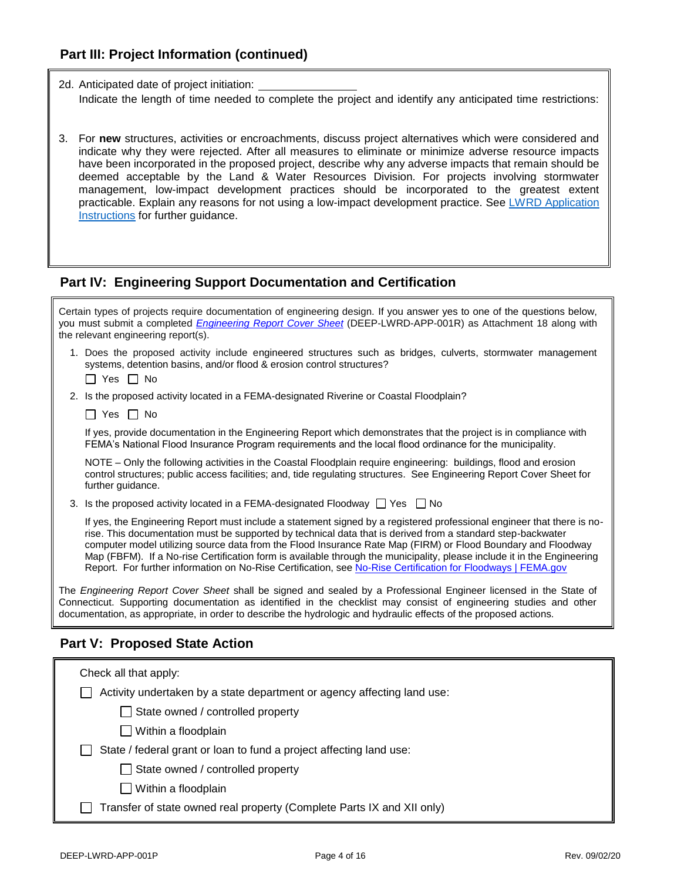## Part III: Project Information (continued)

2d. Anticipated date of project initiation: ______________

Indicate the length of time needed to complete the project and identify any anticipated time restrictions:

3. For **new** structures, activities or encroachments, discuss project alternatives which were considered and indicate why they were rejected. After all measures to eliminate or minimize adverse resource impacts have been incorporated in the proposed project, describe why any adverse impacts that remain should be deemed acceptable by the Land & Water Resources Division. For projects involving stormwater management, low-impact development practices should be incorporated to the greatest extent practicable. Explain any reasons for not using a low-impact development practice. See [LWRD Application Instructions] for further guidance.

## Part IV: Engineering Support Documentation and Certification

Certain types of projects require documentation of engineering design. If you answer yes to one of the questions below, you must submit a completed *Engineering Report Cover Sheet* (DEEP-LWRD-APP-001R) as Attachment 18 along with the relevant engineering report(s).

1. Does the proposed activity include engineered structures such as bridges, culverts, stormwater management systems, detention basins, and/or flood & erosion control structures?

   ☐ Yes ☐ No

2. Is the proposed activity located in a FEMA-designated Riverine or Coastal Floodplain?

   ☐ Yes ☐ No

   If yes, provide documentation in the Engineering Report which demonstrates that the project is in compliance with FEMA's National Flood Insurance Program requirements and the local flood ordinance for the municipality.

   NOTE – Only the following activities in the Coastal Floodplain require engineering: buildings, flood and erosion control structures; public access facilities; and, tide regulating structures. See Engineering Report Cover Sheet for further guidance.

3. Is the proposed activity located in a FEMA-designated Floodway ☐ Yes ☐ No

   If yes, the Engineering Report must include a statement signed by a registered professional engineer that there is no-rise. This documentation must be supported by technical data that is derived from a standard step-backwater computer model utilizing source data from the Flood Insurance Rate Map (FIRM) or Flood Boundary and Floodway Map (FBFM). If a No-rise Certification form is available through the municipality, please include it in the Engineering Report. For further information on No-Rise Certification, see No-Rise Certification for Floodways | FEMA.gov

The *Engineering Report Cover Sheet* shall be signed and sealed by a Professional Engineer licensed in the State of Connecticut. Supporting documentation as identified in the checklist may consist of engineering studies and other documentation, as appropriate, in order to describe the hydrologic and hydraulic effects of the proposed actions.

## Part V: Proposed State Action

Check all that apply:

☐ Activity undertaken by a state department or agency affecting land use:

- ☐ State owned / controlled property
- ☐ Within a floodplain

☐ State / federal grant or loan to fund a project affecting land use:

- ☐ State owned / controlled property
- ☐ Within a floodplain

☐ Transfer of state owned real property (Complete Parts IX and XII only)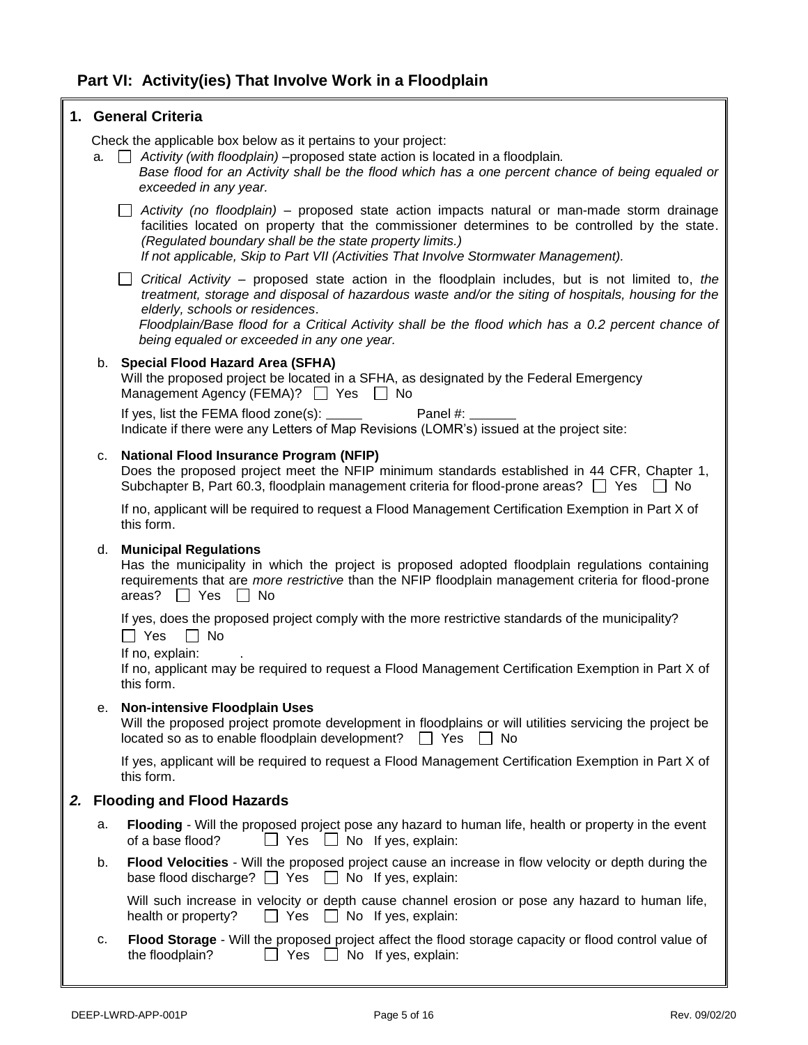## Part VI: Activity(ies) That Involve Work in a Floodplain

### 1. General Criteria

Check the applicable box below as it pertains to your project:

a. ☐ *Activity (with floodplain)* –proposed state action is located in a floodplain.
*Base flood for an Activity shall be the flood which has a one percent chance of being equaled or exceeded in any year.*

☐ *Activity (no floodplain)* – proposed state action impacts natural or man-made storm drainage facilities located on property that the commissioner determines to be controlled by the state. *(Regulated boundary shall be the state property limits.)*
*If not applicable, Skip to Part VII (Activities That Involve Stormwater Management).*

☐ *Critical Activity* – proposed state action in the floodplain includes, but is not limited to, *the treatment, storage and disposal of hazardous waste and/or the siting of hospitals, housing for the elderly, schools or residences*.
*Floodplain/Base flood for a Critical Activity shall be the flood which has a 0.2 percent chance of being equaled or exceeded in any one year.*

b. **Special Flood Hazard Area (SFHA)**
Will the proposed project be located in a SFHA, as designated by the Federal Emergency Management Agency (FEMA)? ☐ Yes ☐ No

If yes, list the FEMA flood zone(s): _____ Panel #: _______
Indicate if there were any Letters of Map Revisions (LOMR's) issued at the project site:

c. **National Flood Insurance Program (NFIP)**
Does the proposed project meet the NFIP minimum standards established in 44 CFR, Chapter 1, Subchapter B, Part 60.3, floodplain management criteria for flood-prone areas? ☐ Yes ☐ No

If no, applicant will be required to request a Flood Management Certification Exemption in Part X of this form.

d. **Municipal Regulations**
Has the municipality in which the project is proposed adopted floodplain regulations containing requirements that are *more restrictive* than the NFIP floodplain management criteria for flood-prone areas? ☐ Yes ☐ No

If yes, does the proposed project comply with the more restrictive standards of the municipality?
☐ Yes ☐ No
If no, explain: .
If no, applicant may be required to request a Flood Management Certification Exemption in Part X of this form.

e. **Non-intensive Floodplain Uses**
Will the proposed project promote development in floodplains or will utilities servicing the project be located so as to enable floodplain development? ☐ Yes ☐ No

If yes, applicant will be required to request a Flood Management Certification Exemption in Part X of this form.

### *2.* Flooding and Flood Hazards

a. **Flooding** - Will the proposed project pose any hazard to human life, health or property in the event of a base flood? ☐ Yes ☐ No If yes, explain:

b. **Flood Velocities** - Will the proposed project cause an increase in flow velocity or depth during the base flood discharge? ☐ Yes ☐ No If yes, explain:

Will such increase in velocity or depth cause channel erosion or pose any hazard to human life, health or property? ☐ Yes ☐ No If yes, explain:

c. **Flood Storage** - Will the proposed project affect the flood storage capacity or flood control value of the floodplain? ☐ Yes ☐ No If yes, explain: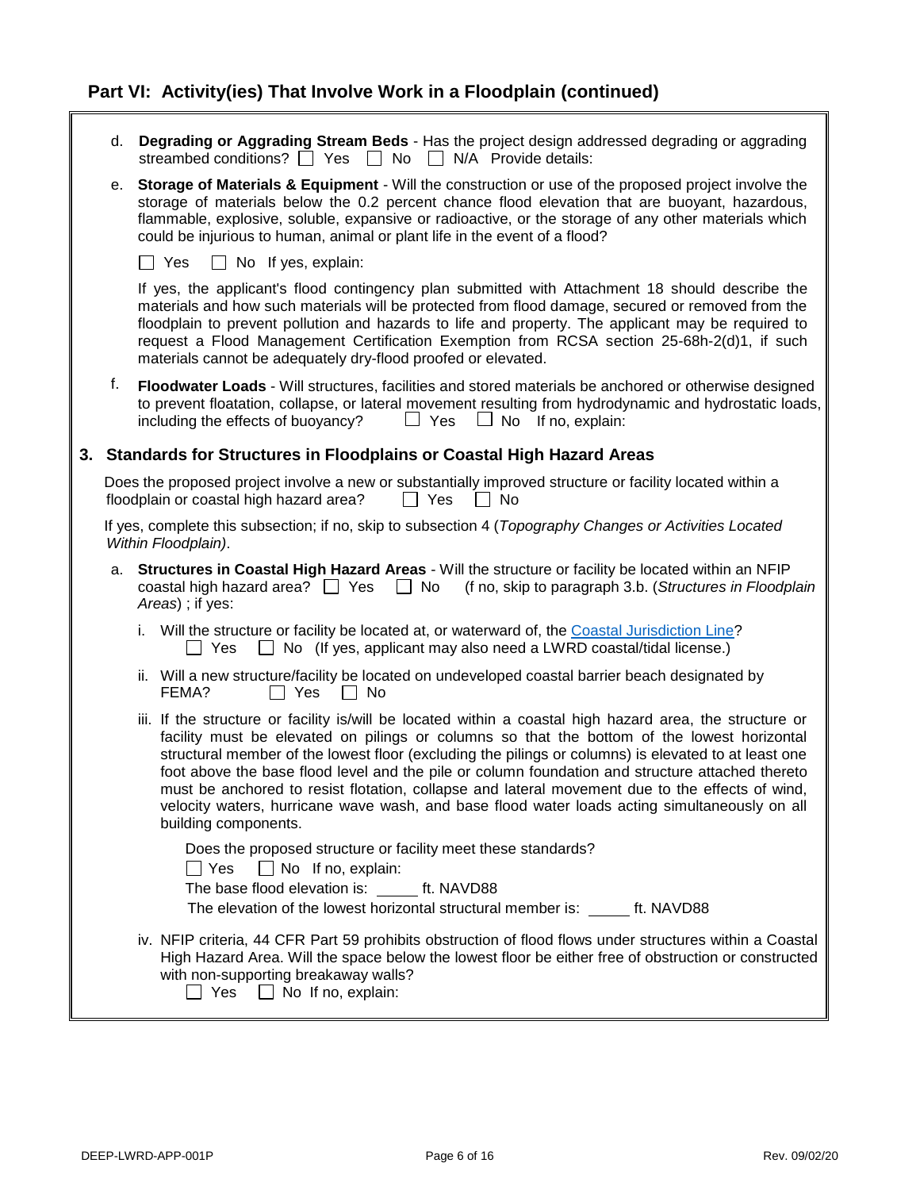## Part VI: Activity(ies) That Involve Work in a Floodplain (continued)

d. **Degrading or Aggrading Stream Beds** - Has the project design addressed degrading or aggrading streambed conditions? ☐ Yes ☐ No ☐ N/A Provide details:

e. **Storage of Materials & Equipment** - Will the construction or use of the proposed project involve the storage of materials below the 0.2 percent chance flood elevation that are buoyant, hazardous, flammable, explosive, soluble, expansive or radioactive, or the storage of any other materials which could be injurious to human, animal or plant life in the event of a flood?

☐ Yes ☐ No If yes, explain:

If yes, the applicant's flood contingency plan submitted with Attachment 18 should describe the materials and how such materials will be protected from flood damage, secured or removed from the floodplain to prevent pollution and hazards to life and property. The applicant may be required to request a Flood Management Certification Exemption from RCSA section 25-68h-2(d)1, if such materials cannot be adequately dry-flood proofed or elevated.

f. **Floodwater Loads** - Will structures, facilities and stored materials be anchored or otherwise designed to prevent floatation, collapse, or lateral movement resulting from hydrodynamic and hydrostatic loads, including the effects of buoyancy? ☐ Yes ☐ No If no, explain:

### 3. Standards for Structures in Floodplains or Coastal High Hazard Areas

Does the proposed project involve a new or substantially improved structure or facility located within a floodplain or coastal high hazard area? ☐ Yes ☐ No

If yes, complete this subsection; if no, skip to subsection 4 (*Topography Changes or Activities Located Within Floodplain)*.

a. **Structures in Coastal High Hazard Areas** - Will the structure or facility be located within an NFIP coastal high hazard area? ☐ Yes ☐ No (f no, skip to paragraph 3.b. (*Structures in Floodplain Areas*) ; if yes:

i. Will the structure or facility be located at, or waterward of, the Coastal Jurisdiction Line? ☐ Yes ☐ No (If yes, applicant may also need a LWRD coastal/tidal license.)

ii. Will a new structure/facility be located on undeveloped coastal barrier beach designated by FEMA? ☐ Yes ☐ No

iii. If the structure or facility is/will be located within a coastal high hazard area, the structure or facility must be elevated on pilings or columns so that the bottom of the lowest horizontal structural member of the lowest floor (excluding the pilings or columns) is elevated to at least one foot above the base flood level and the pile or column foundation and structure attached thereto must be anchored to resist flotation, collapse and lateral movement due to the effects of wind, velocity waters, hurricane wave wash, and base flood water loads acting simultaneously on all building components.

Does the proposed structure or facility meet these standards?
☐ Yes ☐ No If no, explain:
The base flood elevation is: _____ ft. NAVD88
The elevation of the lowest horizontal structural member is: _____ ft. NAVD88

iv. NFIP criteria, 44 CFR Part 59 prohibits obstruction of flood flows under structures within a Coastal High Hazard Area. Will the space below the lowest floor be either free of obstruction or constructed with non-supporting breakaway walls?
☐ Yes ☐ No If no, explain: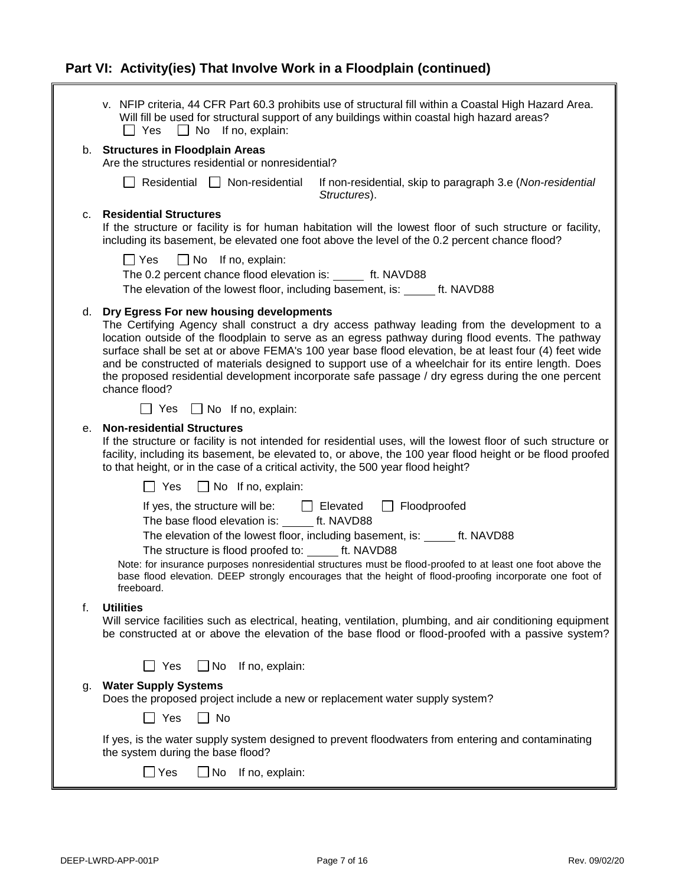## Part VI: Activity(ies) That Involve Work in a Floodplain (continued)

v. NFIP criteria, 44 CFR Part 60.3 prohibits use of structural fill within a Coastal High Hazard Area. Will fill be used for structural support of any buildings within coastal high hazard areas?

☐ Yes ☐ No If no, explain:

b. **Structures in Floodplain Areas**

Are the structures residential or nonresidential?

☐ Residential ☐ Non-residential If non-residential, skip to paragraph 3.e (*Non-residential Structures*).

c. **Residential Structures**

If the structure or facility is for human habitation will the lowest floor of such structure or facility, including its basement, be elevated one foot above the level of the 0.2 percent chance flood?

☐ Yes ☐ No If no, explain:

The 0.2 percent chance flood elevation is: _____ ft. NAVD88

The elevation of the lowest floor, including basement, is: _____ ft. NAVD88

d. **Dry Egress For new housing developments**

The Certifying Agency shall construct a dry access pathway leading from the development to a location outside of the floodplain to serve as an egress pathway during flood events. The pathway surface shall be set at or above FEMA's 100 year base flood elevation, be at least four (4) feet wide and be constructed of materials designed to support use of a wheelchair for its entire length. Does the proposed residential development incorporate safe passage / dry egress during the one percent chance flood?

☐ Yes ☐ No If no, explain:

e. **Non-residential Structures**

If the structure or facility is not intended for residential uses, will the lowest floor of such structure or facility, including its basement, be elevated to, or above, the 100 year flood height or be flood proofed to that height, or in the case of a critical activity, the 500 year flood height?

☐ Yes ☐ No If no, explain:

If yes, the structure will be: ☐ Elevated ☐ Floodproofed

The base flood elevation is: _____ ft. NAVD88

The elevation of the lowest floor, including basement, is: _____ ft. NAVD88

The structure is flood proofed to: _____ ft. NAVD88

Note: for insurance purposes nonresidential structures must be flood-proofed to at least one foot above the base flood elevation. DEEP strongly encourages that the height of flood-proofing incorporate one foot of freeboard.

f. **Utilities**

Will service facilities such as electrical, heating, ventilation, plumbing, and air conditioning equipment be constructed at or above the elevation of the base flood or flood-proofed with a passive system?

☐ Yes ☐ No If no, explain:

g. **Water Supply Systems**

Does the proposed project include a new or replacement water supply system?

☐ Yes ☐ No

If yes, is the water supply system designed to prevent floodwaters from entering and contaminating the system during the base flood?

☐ Yes ☐ No If no, explain: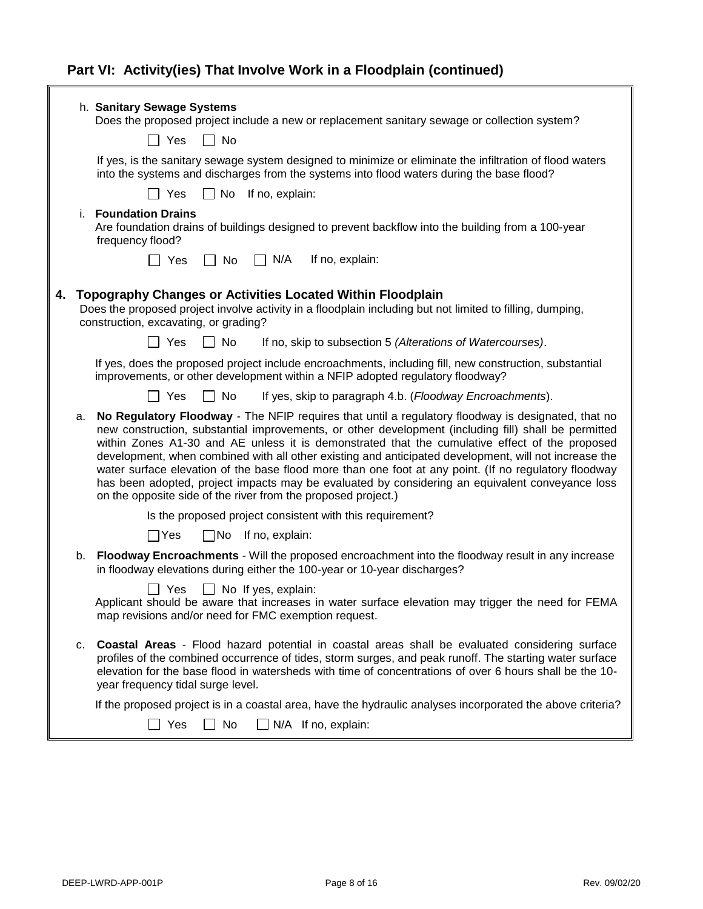## Part VI: Activity(ies) That Involve Work in a Floodplain (continued)

h. **Sanitary Sewage Systems**
Does the proposed project include a new or replacement sanitary sewage or collection system?

☐ Yes ☐ No

If yes, is the sanitary sewage system designed to minimize or eliminate the infiltration of flood waters into the systems and discharges from the systems into flood waters during the base flood?

☐ Yes ☐ No If no, explain:

i. **Foundation Drains**
Are foundation drains of buildings designed to prevent backflow into the building from a 100-year frequency flood?

☐ Yes ☐ No ☐ N/A If no, explain:

### 4. Topography Changes or Activities Located Within Floodplain

Does the proposed project involve activity in a floodplain including but not limited to filling, dumping, construction, excavating, or grading?

☐ Yes ☐ No If no, skip to subsection 5 *(Alterations of Watercourses)*.

If yes, does the proposed project include encroachments, including fill, new construction, substantial improvements, or other development within a NFIP adopted regulatory floodway?

☐ Yes ☐ No If yes, skip to paragraph 4.b. (*Floodway Encroachments*).

a. **No Regulatory Floodway** - The NFIP requires that until a regulatory floodway is designated, that no new construction, substantial improvements, or other development (including fill) shall be permitted within Zones A1-30 and AE unless it is demonstrated that the cumulative effect of the proposed development, when combined with all other existing and anticipated development, will not increase the water surface elevation of the base flood more than one foot at any point. (If no regulatory floodway has been adopted, project impacts may be evaluated by considering an equivalent conveyance loss on the opposite side of the river from the proposed project.)

Is the proposed project consistent with this requirement?

☐ Yes ☐ No If no, explain:

b. **Floodway Encroachments** - Will the proposed encroachment into the floodway result in any increase in floodway elevations during either the 100-year or 10-year discharges?

☐ Yes ☐ No If yes, explain:

Applicant should be aware that increases in water surface elevation may trigger the need for FEMA map revisions and/or need for FMC exemption request.

c. **Coastal Areas** - Flood hazard potential in coastal areas shall be evaluated considering surface profiles of the combined occurrence of tides, storm surges, and peak runoff. The starting water surface elevation for the base flood in watersheds with time of concentrations of over 6 hours shall be the 10-year frequency tidal surge level.

If the proposed project is in a coastal area, have the hydraulic analyses incorporated the above criteria?

☐ Yes ☐ No ☐ N/A If no, explain: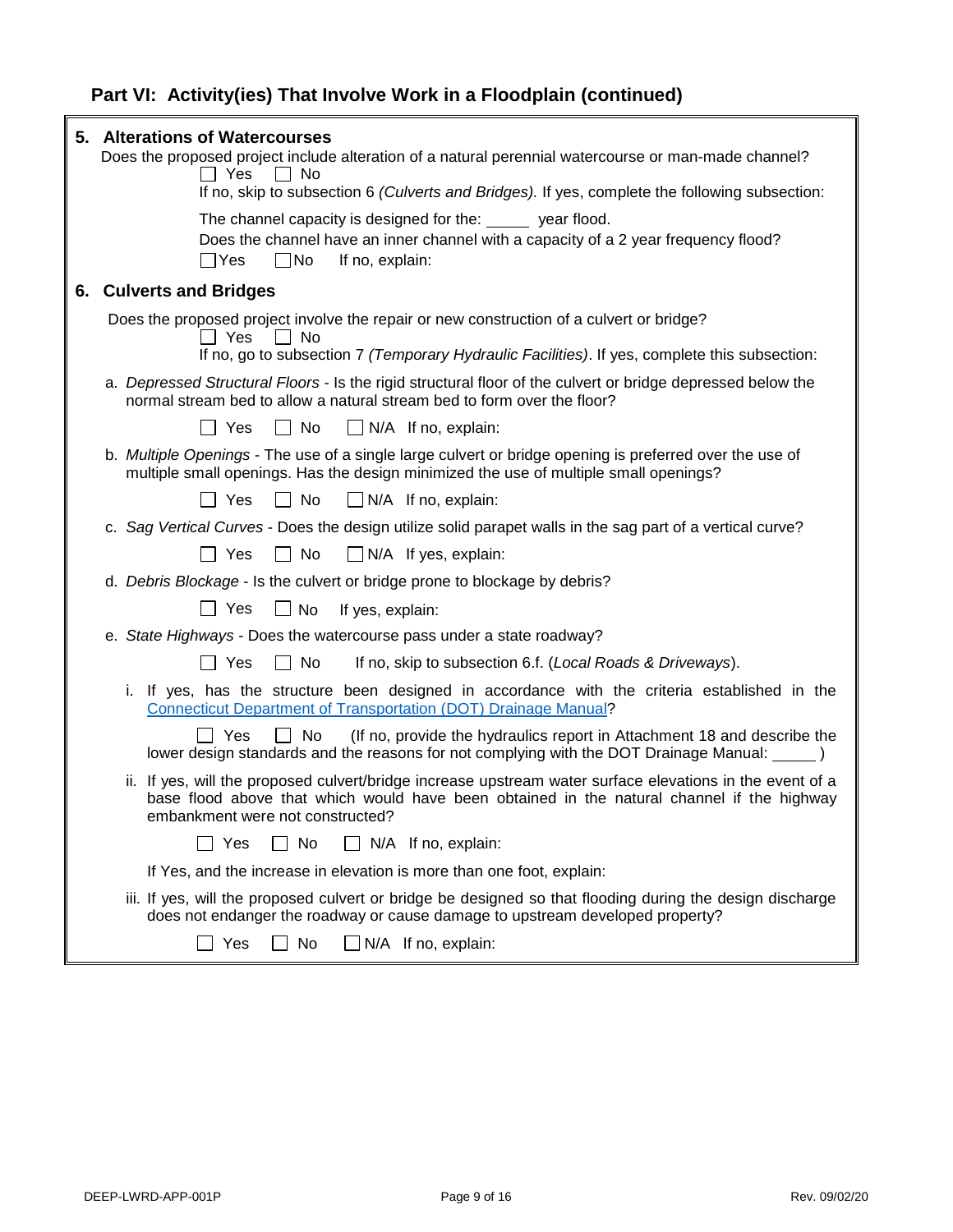## Part VI: Activity(ies) That Involve Work in a Floodplain (continued)

### 5. Alterations of Watercourses

Does the proposed project include alteration of a natural perennial watercourse or man-made channel?

☐ Yes ☐ No

If no, skip to subsection 6 *(Culverts and Bridges).* If yes, complete the following subsection:

The channel capacity is designed for the: _____ year flood.

Does the channel have an inner channel with a capacity of a 2 year frequency flood?

☐ Yes ☐ No If no, explain:

### 6. Culverts and Bridges

Does the proposed project involve the repair or new construction of a culvert or bridge?

☐ Yes ☐ No

If no, go to subsection 7 *(Temporary Hydraulic Facilities)*. If yes, complete this subsection:

a. *Depressed Structural Floors* - Is the rigid structural floor of the culvert or bridge depressed below the normal stream bed to allow a natural stream bed to form over the floor?

☐ Yes ☐ No ☐ N/A If no, explain:

b. *Multiple Openings* - The use of a single large culvert or bridge opening is preferred over the use of multiple small openings. Has the design minimized the use of multiple small openings?

☐ Yes ☐ No ☐ N/A If no, explain:

c. *Sag Vertical Curves* - Does the design utilize solid parapet walls in the sag part of a vertical curve?

☐ Yes ☐ No ☐ N/A If yes, explain:

d. *Debris Blockage* - Is the culvert or bridge prone to blockage by debris?

☐ Yes ☐ No If yes, explain:

e. *State Highways* - Does the watercourse pass under a state roadway?

☐ Yes ☐ No If no, skip to subsection 6.f. (*Local Roads & Driveways*).

i. If yes, has the structure been designed in accordance with the criteria established in the [Connecticut Department of Transportation (DOT) Drainage Manual]?

☐ Yes ☐ No (If no, provide the hydraulics report in Attachment 18 and describe the lower design standards and the reasons for not complying with the DOT Drainage Manual: _____ )

ii. If yes, will the proposed culvert/bridge increase upstream water surface elevations in the event of a base flood above that which would have been obtained in the natural channel if the highway embankment were not constructed?

☐ Yes ☐ No ☐ N/A If no, explain:

If Yes, and the increase in elevation is more than one foot, explain:

iii. If yes, will the proposed culvert or bridge be designed so that flooding during the design discharge does not endanger the roadway or cause damage to upstream developed property?

☐ Yes ☐ No ☐ N/A If no, explain: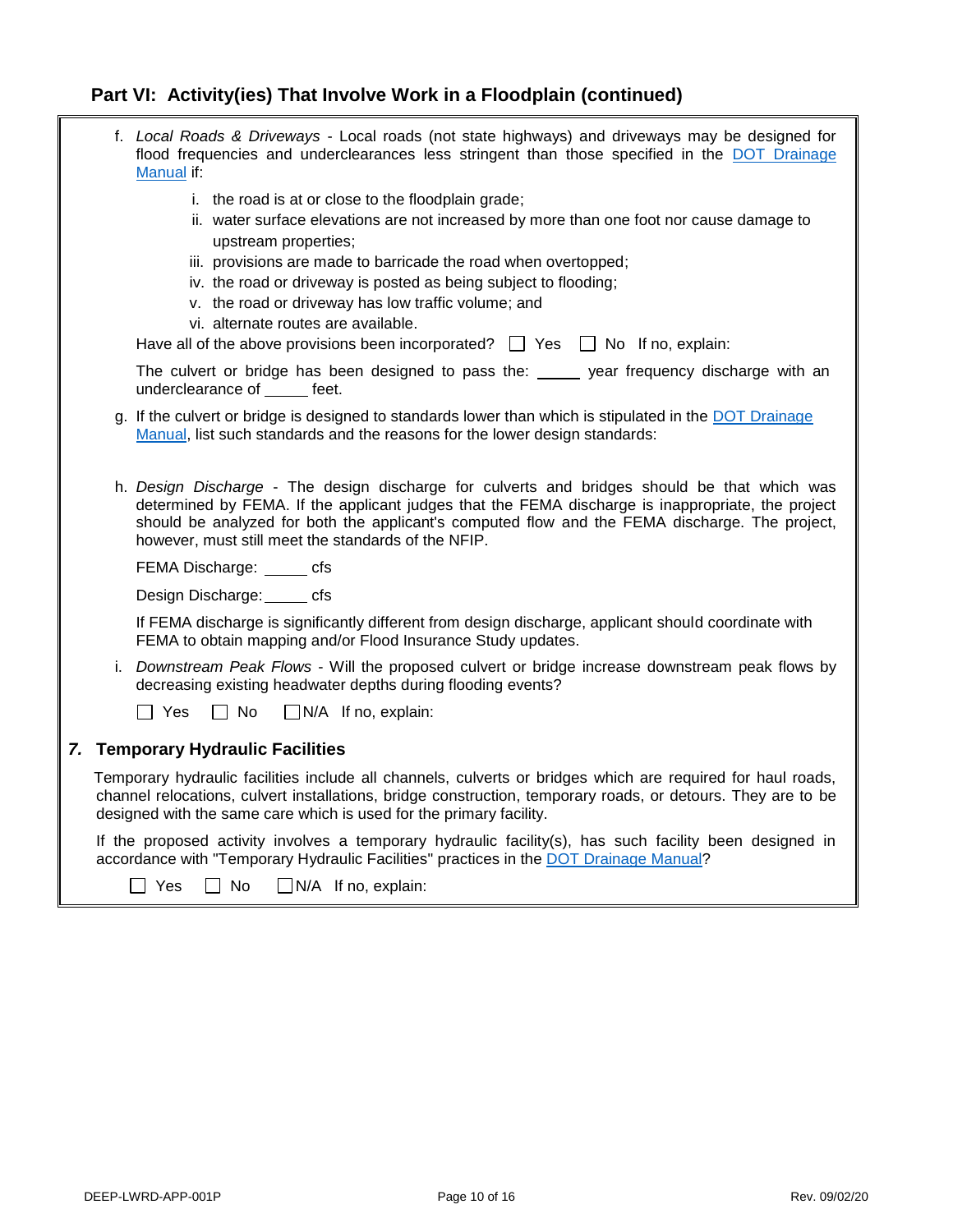## Part VI: Activity(ies) That Involve Work in a Floodplain (continued)

f. *Local Roads & Driveways* - Local roads (not state highways) and driveways may be designed for flood frequencies and underclearances less stringent than those specified in the DOT Drainage Manual if:

   i. the road is at or close to the floodplain grade;
   ii. water surface elevations are not increased by more than one foot nor cause damage to upstream properties;
   iii. provisions are made to barricade the road when overtopped;
   iv. the road or driveway is posted as being subject to flooding;
   v. the road or driveway has low traffic volume; and
   vi. alternate routes are available.

   Have all of the above provisions been incorporated? ☐ Yes ☐ No If no, explain:

   The culvert or bridge has been designed to pass the: _____ year frequency discharge with an underclearance of _____ feet.

g. If the culvert or bridge is designed to standards lower than which is stipulated in the DOT Drainage Manual, list such standards and the reasons for the lower design standards:

h. *Design Discharge* - The design discharge for culverts and bridges should be that which was determined by FEMA. If the applicant judges that the FEMA discharge is inappropriate, the project should be analyzed for both the applicant's computed flow and the FEMA discharge. The project, however, must still meet the standards of the NFIP.

   FEMA Discharge: _____ cfs

   Design Discharge: _____ cfs

   If FEMA discharge is significantly different from design discharge, applicant should coordinate with FEMA to obtain mapping and/or Flood Insurance Study updates.

i. *Downstream Peak Flows* - Will the proposed culvert or bridge increase downstream peak flows by decreasing existing headwater depths during flooding events?

   ☐ Yes ☐ No ☐ N/A If no, explain:

### *7.* Temporary Hydraulic Facilities

Temporary hydraulic facilities include all channels, culverts or bridges which are required for haul roads, channel relocations, culvert installations, bridge construction, temporary roads, or detours. They are to be designed with the same care which is used for the primary facility.

If the proposed activity involves a temporary hydraulic facility(s), has such facility been designed in accordance with "Temporary Hydraulic Facilities" practices in the DOT Drainage Manual?

☐ Yes ☐ No ☐ N/A If no, explain: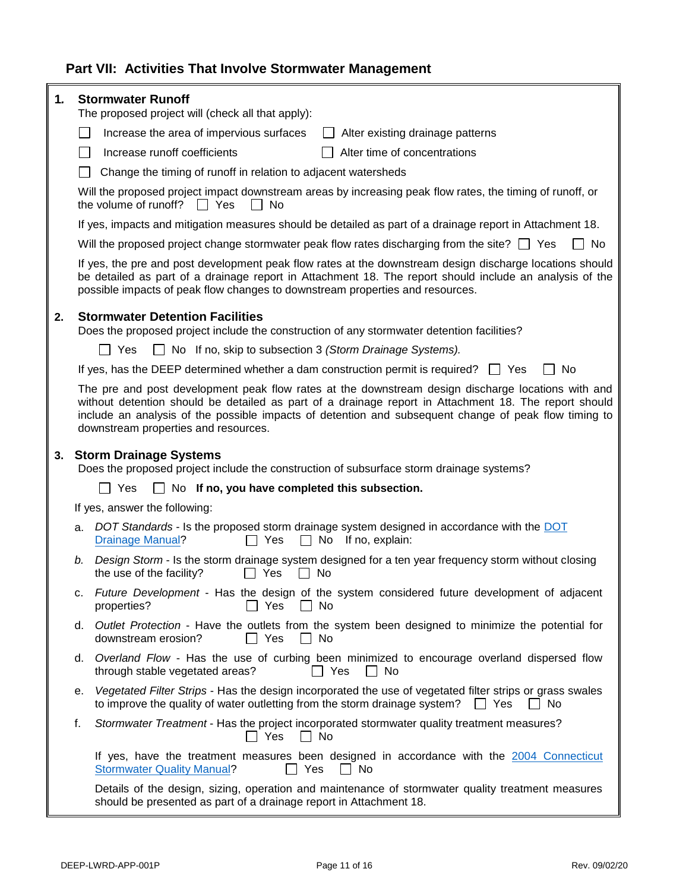## Part VII: Activities That Involve Stormwater Management

**1. Stormwater Runoff**

The proposed project will (check all that apply):

☐ Increase the area of impervious surfaces ☐ Alter existing drainage patterns

☐ Increase runoff coefficients ☐ Alter time of concentrations

☐ Change the timing of runoff in relation to adjacent watersheds

Will the proposed project impact downstream areas by increasing peak flow rates, the timing of runoff, or the volume of runoff? ☐ Yes ☐ No

If yes, impacts and mitigation measures should be detailed as part of a drainage report in Attachment 18.

Will the proposed project change stormwater peak flow rates discharging from the site? ☐ Yes ☐ No

If yes, the pre and post development peak flow rates at the downstream design discharge locations should be detailed as part of a drainage report in Attachment 18. The report should include an analysis of the possible impacts of peak flow changes to downstream properties and resources.

**2. Stormwater Detention Facilities**

Does the proposed project include the construction of any stormwater detention facilities?

☐ Yes ☐ No If no, skip to subsection 3 *(Storm Drainage Systems).*

If yes, has the DEEP determined whether a dam construction permit is required? ☐ Yes ☐ No

The pre and post development peak flow rates at the downstream design discharge locations with and without detention should be detailed as part of a drainage report in Attachment 18. The report should include an analysis of the possible impacts of detention and subsequent change of peak flow timing to downstream properties and resources.

**3. Storm Drainage Systems**

Does the proposed project include the construction of subsurface storm drainage systems?

☐ Yes ☐ No **If no, you have completed this subsection.**

If yes, answer the following:

a. *DOT Standards* - Is the proposed storm drainage system designed in accordance with the DOT Drainage Manual? ☐ Yes ☐ No If no, explain:

b. *Design Storm* - Is the storm drainage system designed for a ten year frequency storm without closing the use of the facility? ☐ Yes ☐ No

c. *Future Development* - Has the design of the system considered future development of adjacent properties? ☐ Yes ☐ No

d. *Outlet Protection* - Have the outlets from the system been designed to minimize the potential for downstream erosion? ☐ Yes ☐ No

d. *Overland Flow* - Has the use of curbing been minimized to encourage overland dispersed flow through stable vegetated areas? ☐ Yes ☐ No

e. *Vegetated Filter Strips* - Has the design incorporated the use of vegetated filter strips or grass swales to improve the quality of water outletting from the storm drainage system? ☐ Yes ☐ No

f. *Stormwater Treatment* - Has the project incorporated stormwater quality treatment measures? ☐ Yes ☐ No

If yes, have the treatment measures been designed in accordance with the 2004 Connecticut Stormwater Quality Manual? ☐ Yes ☐ No

Details of the design, sizing, operation and maintenance of stormwater quality treatment measures should be presented as part of a drainage report in Attachment 18.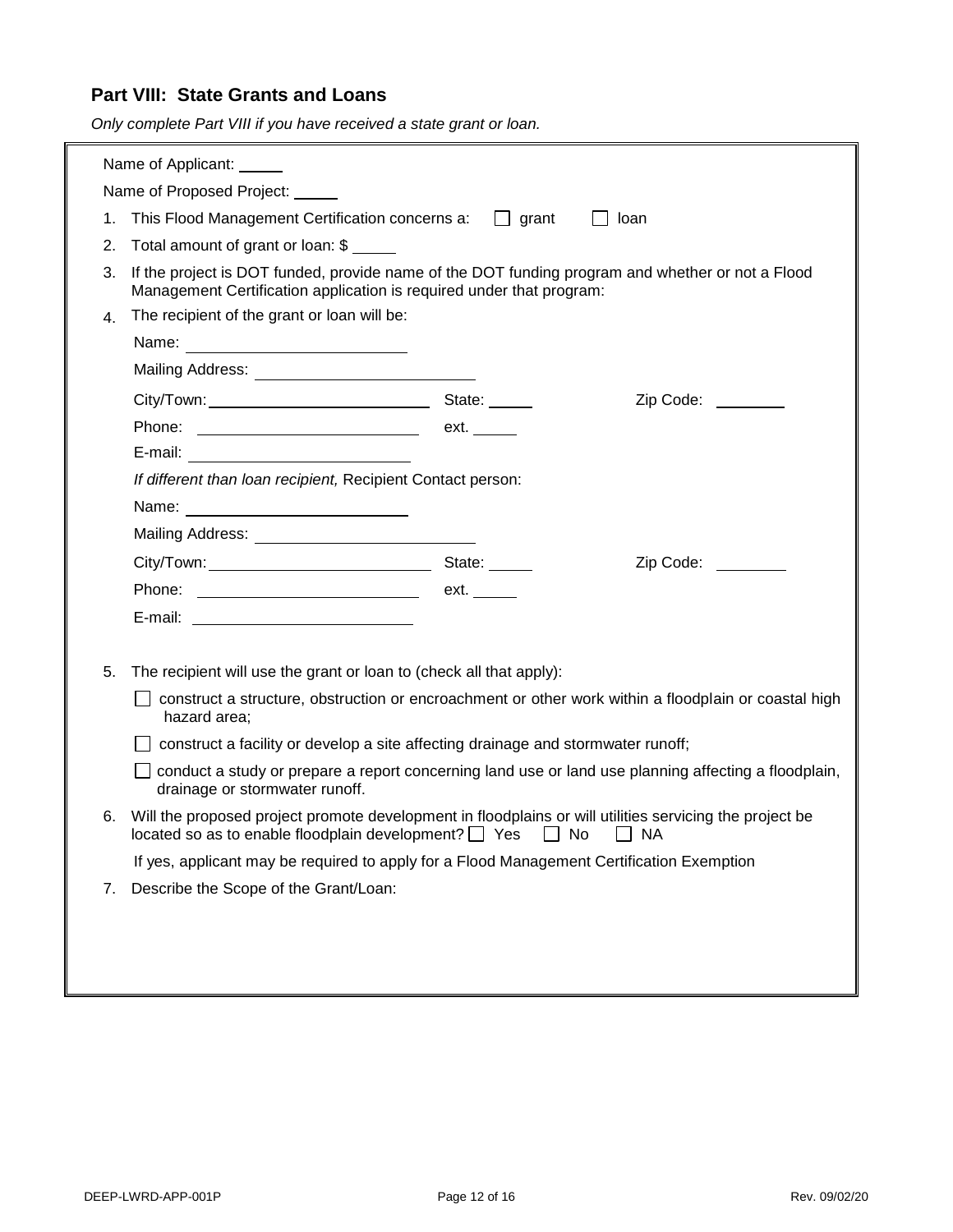## Part VIII: State Grants and Loans

*Only complete Part VIII if you have received a state grant or loan.*

Name of Applicant: \_\_\_\_\_

Name of Proposed Project: \_\_\_\_\_

1. This Flood Management Certification concerns a: ☐ grant ☐ loan
2. Total amount of grant or loan: $ \_\_\_\_\_
3. If the project is DOT funded, provide name of the DOT funding program and whether or not a Flood Management Certification application is required under that program:
4. The recipient of the grant or loan will be:

   Name: \_\_\_\_\_\_\_\_\_\_\_\_\_\_\_\_\_\_\_\_\_\_\_\_

   Mailing Address: \_\_\_\_\_\_\_\_\_\_\_\_\_\_\_\_\_\_\_\_\_\_\_\_

   City/Town: \_\_\_\_\_\_\_\_\_\_\_\_\_\_\_\_\_\_\_\_\_\_\_\_ State: \_\_\_\_\_ Zip Code: \_\_\_\_\_\_\_\_

   Phone: \_\_\_\_\_\_\_\_\_\_\_\_\_\_\_\_\_\_\_\_\_\_\_\_ ext. \_\_\_\_\_

   E-mail: \_\_\_\_\_\_\_\_\_\_\_\_\_\_\_\_\_\_\_\_\_\_\_\_

   *If different than loan recipient,* Recipient Contact person:

   Name: \_\_\_\_\_\_\_\_\_\_\_\_\_\_\_\_\_\_\_\_\_\_\_\_

   Mailing Address: \_\_\_\_\_\_\_\_\_\_\_\_\_\_\_\_\_\_\_\_\_\_\_\_

   City/Town: \_\_\_\_\_\_\_\_\_\_\_\_\_\_\_\_\_\_\_\_\_\_\_\_ State: \_\_\_\_\_ Zip Code: \_\_\_\_\_\_\_\_

   Phone: \_\_\_\_\_\_\_\_\_\_\_\_\_\_\_\_\_\_\_\_\_\_\_\_ ext. \_\_\_\_\_

   E-mail: \_\_\_\_\_\_\_\_\_\_\_\_\_\_\_\_\_\_\_\_\_\_\_\_

5. The recipient will use the grant or loan to (check all that apply):

   ☐ construct a structure, obstruction or encroachment or other work within a floodplain or coastal high hazard area;

   ☐ construct a facility or develop a site affecting drainage and stormwater runoff;

   ☐ conduct a study or prepare a report concerning land use or land use planning affecting a floodplain, drainage or stormwater runoff.

6. Will the proposed project promote development in floodplains or will utilities servicing the project be located so as to enable floodplain development? ☐ Yes ☐ No ☐ NA

   If yes, applicant may be required to apply for a Flood Management Certification Exemption

7. Describe the Scope of the Grant/Loan: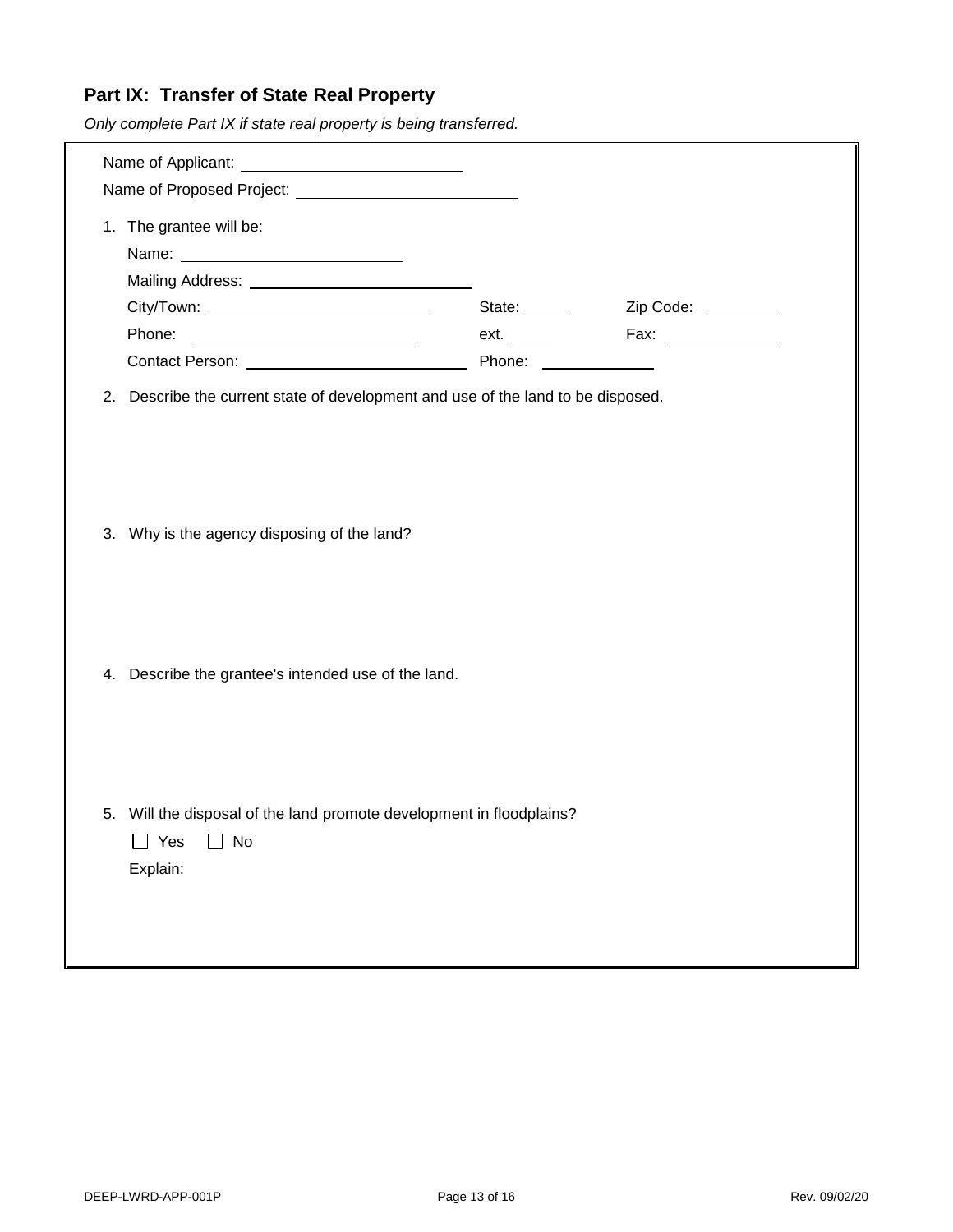## Part IX: Transfer of State Real Property

*Only complete Part IX if state real property is being transferred.*

Name of Applicant: \_\_\_\_\_\_\_\_\_\_\_\_\_\_\_\_\_\_\_\_\_\_\_\_

Name of Proposed Project: \_\_\_\_\_\_\_\_\_\_\_\_\_\_\_\_\_\_\_\_\_\_\_\_

1. The grantee will be:

   Name: \_\_\_\_\_\_\_\_\_\_\_\_\_\_\_\_\_\_\_\_\_\_\_\_

   Mailing Address: \_\_\_\_\_\_\_\_\_\_\_\_\_\_\_\_\_\_\_\_\_\_\_\_

   City/Town: \_\_\_\_\_\_\_\_\_\_\_\_\_\_\_\_\_\_\_\_\_\_\_\_ State: \_\_\_\_\_ Zip Code: \_\_\_\_\_\_\_\_

   Phone: \_\_\_\_\_\_\_\_\_\_\_\_\_\_\_\_\_\_\_\_\_\_\_\_ ext. \_\_\_\_\_ Fax: \_\_\_\_\_\_\_\_\_\_\_\_

   Contact Person: \_\_\_\_\_\_\_\_\_\_\_\_\_\_\_\_\_\_\_\_\_\_\_\_ Phone: \_\_\_\_\_\_\_\_\_\_\_\_

2. Describe the current state of development and use of the land to be disposed.

3. Why is the agency disposing of the land?

4. Describe the grantee's intended use of the land.

5. Will the disposal of the land promote development in floodplains?

   ☐ Yes ☐ No

   Explain: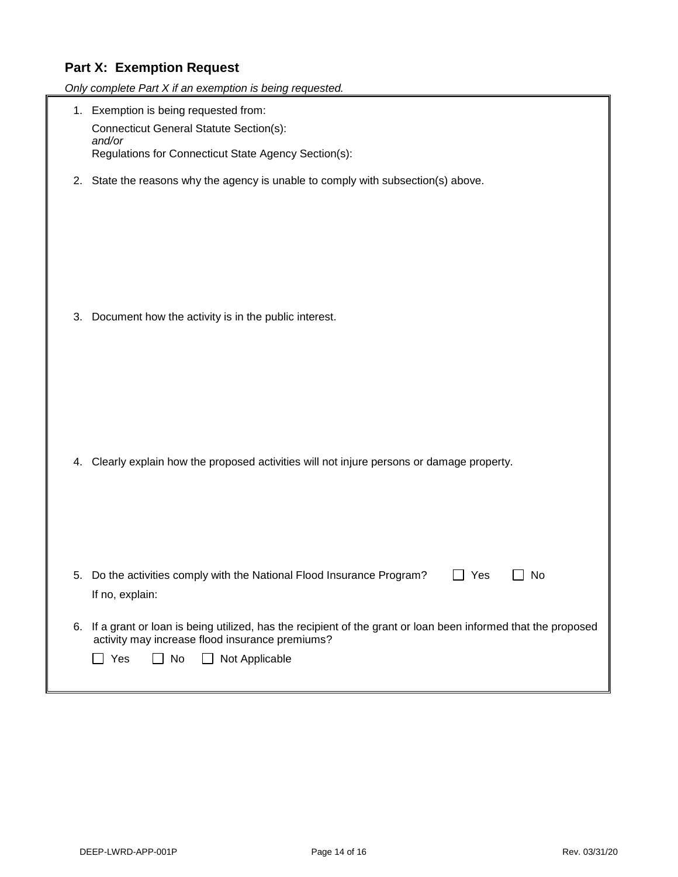## Part X: Exemption Request

*Only complete Part X if an exemption is being requested.*

1. Exemption is being requested from:

   Connecticut General Statute Section(s):
   *and/or*
   Regulations for Connecticut State Agency Section(s):

2. State the reasons why the agency is unable to comply with subsection(s) above.

3. Document how the activity is in the public interest.

4. Clearly explain how the proposed activities will not injure persons or damage property.

5. Do the activities comply with the National Flood Insurance Program? ☐ Yes ☐ No

   If no, explain:

6. If a grant or loan is being utilized, has the recipient of the grant or loan been informed that the proposed activity may increase flood insurance premiums?

   ☐ Yes ☐ No ☐ Not Applicable

DEEP-LWRD-APP-001P Rev. 03/31/20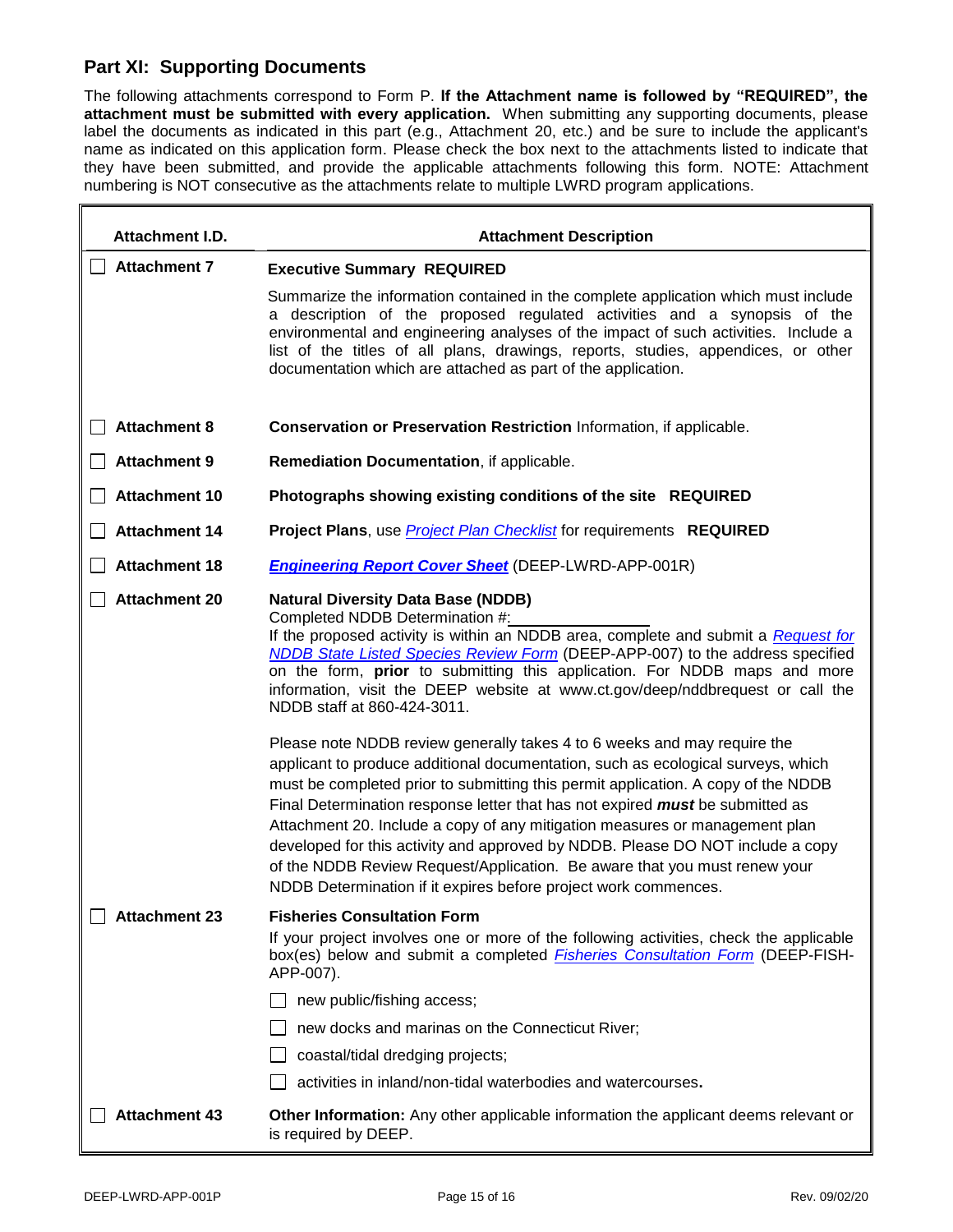## Part XI: Supporting Documents

The following attachments correspond to Form P. **If the Attachment name is followed by "REQUIRED", the attachment must be submitted with every application.** When submitting any supporting documents, please label the documents as indicated in this part (e.g., Attachment 20, etc.) and be sure to include the applicant's name as indicated on this application form. Please check the box next to the attachments listed to indicate that they have been submitted, and provide the applicable attachments following this form. NOTE: Attachment numbering is NOT consecutive as the attachments relate to multiple LWRD program applications.

| Attachment I.D. | Attachment Description |
|---|---|
| ☐ **Attachment 7** | **Executive Summary REQUIRED**<br><br>Summarize the information contained in the complete application which must include a description of the proposed regulated activities and a synopsis of the environmental and engineering analyses of the impact of such activities. Include a list of the titles of all plans, drawings, reports, studies, appendices, or other documentation which are attached as part of the application. |
| ☐ **Attachment 8** | **Conservation or Preservation Restriction** Information, if applicable. |
| ☐ **Attachment 9** | **Remediation Documentation**, if applicable. |
| ☐ **Attachment 10** | **Photographs showing existing conditions of the site REQUIRED** |
| ☐ **Attachment 14** | **Project Plans**, use *Project Plan Checklist* for requirements **REQUIRED** |
| ☐ **Attachment 18** | ***Engineering Report Cover Sheet*** (DEEP-LWRD-APP-001R) |
| ☐ **Attachment 20** | **Natural Diversity Data Base (NDDB)**<br>Completed NDDB Determination #:\_\_\_\_\_\_\_\_\_\_\_\_\_\_\_\_<br>If the proposed activity is within an NDDB area, complete and submit a *Request for NDDB State Listed Species Review Form* (DEEP-APP-007) to the address specified on the form, **prior** to submitting this application. For NDDB maps and more information, visit the DEEP website at www.ct.gov/deep/nddbrequest or call the NDDB staff at 860-424-3011.<br><br>Please note NDDB review generally takes 4 to 6 weeks and may require the applicant to produce additional documentation, such as ecological surveys, which must be completed prior to submitting this permit application. A copy of the NDDB Final Determination response letter that has not expired ***must*** be submitted as Attachment 20. Include a copy of any mitigation measures or management plan developed for this activity and approved by NDDB. Please DO NOT include a copy of the NDDB Review Request/Application. Be aware that you must renew your NDDB Determination if it expires before project work commences. |
| ☐ **Attachment 23** | **Fisheries Consultation Form**<br>If your project involves one or more of the following activities, check the applicable box(es) below and submit a completed *Fisheries Consultation Form* (DEEP-FISH-APP-007).<br>☐ new public/fishing access;<br>☐ new docks and marinas on the Connecticut River;<br>☐ coastal/tidal dredging projects;<br>☐ activities in inland/non-tidal waterbodies and watercourses**.** |
| ☐ **Attachment 43** | **Other Information:** Any other applicable information the applicant deems relevant or is required by DEEP. |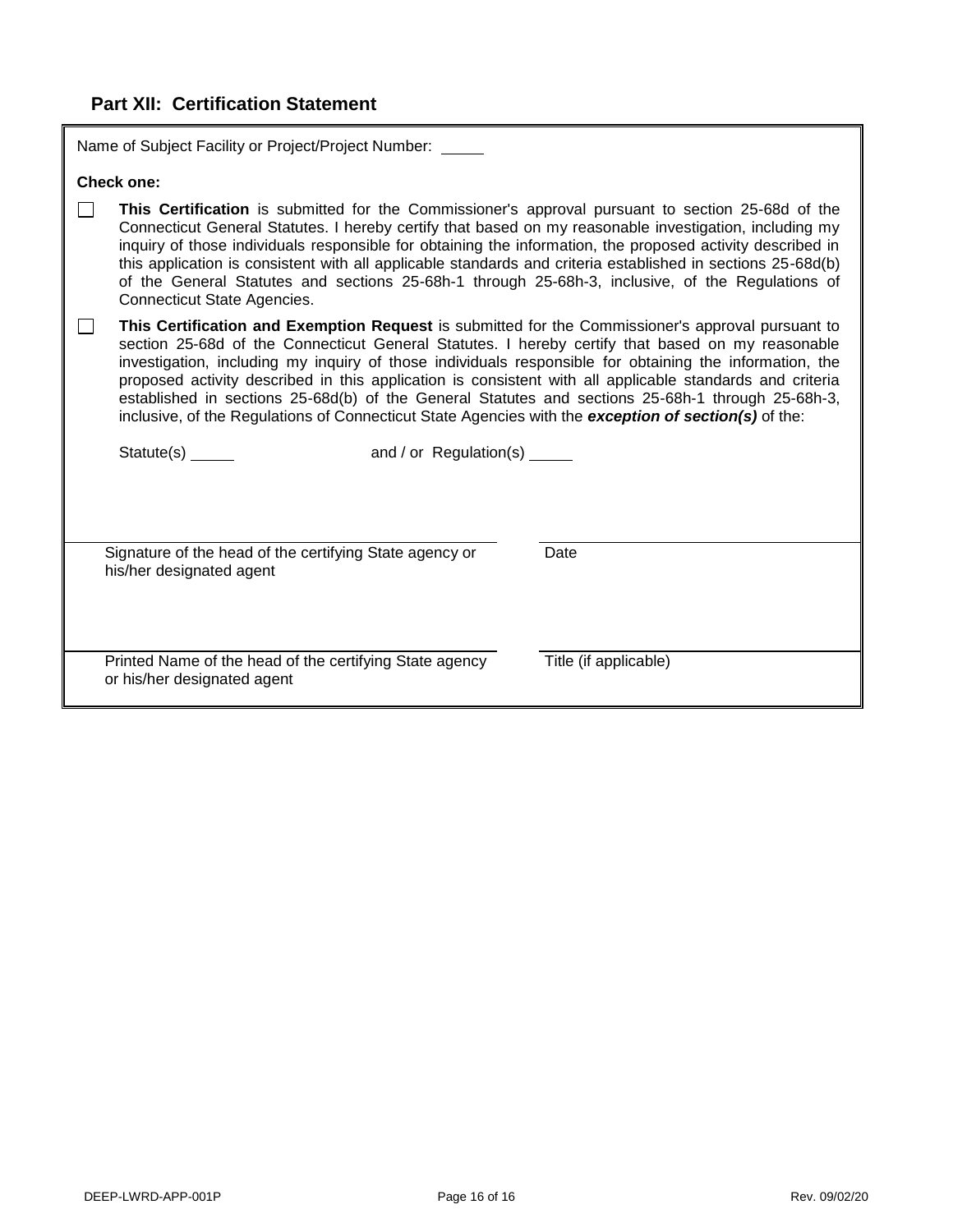## Part XII: Certification Statement

Name of Subject Facility or Project/Project Number: _____

**Check one:**

☐ **This Certification** is submitted for the Commissioner's approval pursuant to section 25-68d of the Connecticut General Statutes. I hereby certify that based on my reasonable investigation, including my inquiry of those individuals responsible for obtaining the information, the proposed activity described in this application is consistent with all applicable standards and criteria established in sections 25-68d(b) of the General Statutes and sections 25-68h-1 through 25-68h-3, inclusive, of the Regulations of Connecticut State Agencies.

☐ **This Certification and Exemption Request** is submitted for the Commissioner's approval pursuant to section 25-68d of the Connecticut General Statutes. I hereby certify that based on my reasonable investigation, including my inquiry of those individuals responsible for obtaining the information, the proposed activity described in this application is consistent with all applicable standards and criteria established in sections 25-68d(b) of the General Statutes and sections 25-68h-1 through 25-68h-3, inclusive, of the Regulations of Connecticut State Agencies with the ***exception of section(s)*** of the:

Statute(s) _____ and / or Regulation(s) _____

| | |
|---|---|
| Signature of the head of the certifying State agency or his/her designated agent | Date |
| Printed Name of the head of the certifying State agency or his/her designated agent | Title (if applicable) |

DEEP-LWRD-APP-001P Rev. 09/02/20